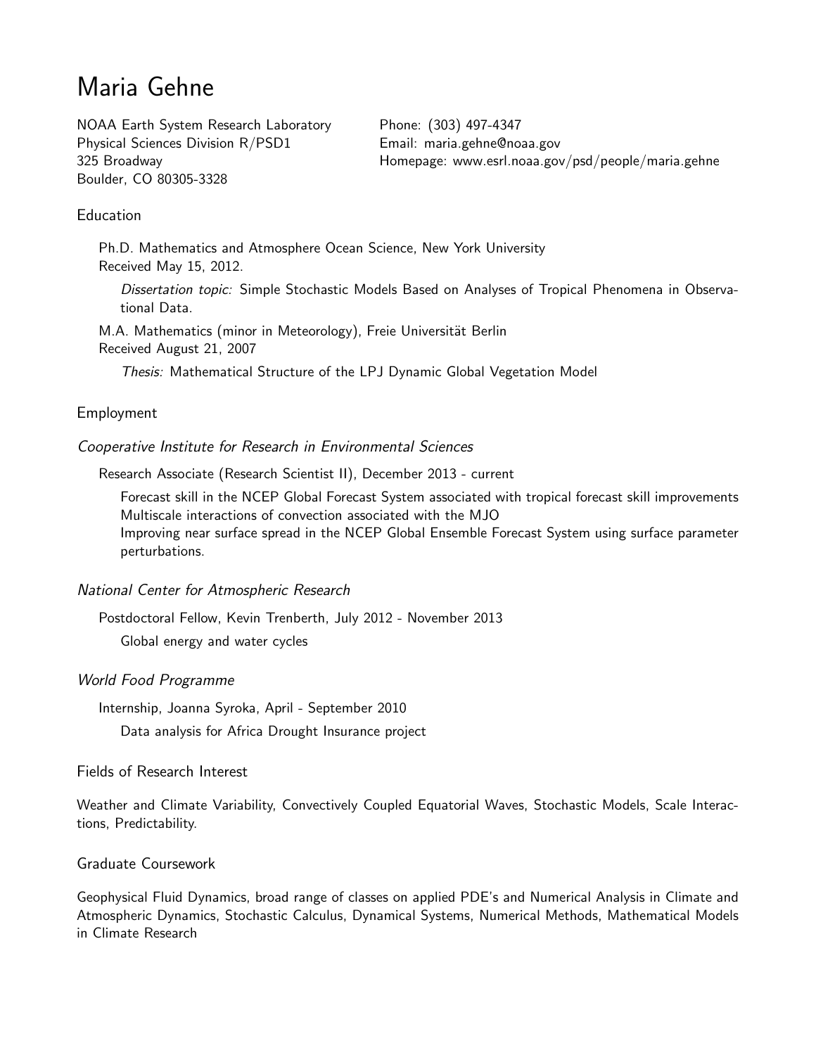# Maria Gehne

NOAA Earth System Research Laboratory
Physical Sciences Division R/PSD1
325 Broadway
Boulder, CO 80305-3328

Phone: (303) 497-4347
Email: maria.gehne@noaa.gov
Homepage: www.esrl.noaa.gov/psd/people/maria.gehne

## Education

Ph.D. Mathematics and Atmosphere Ocean Science, New York University
Received May 15, 2012.

*Dissertation topic:* Simple Stochastic Models Based on Analyses of Tropical Phenomena in Observational Data.

M.A. Mathematics (minor in Meteorology), Freie Universität Berlin
Received August 21, 2007

*Thesis:* Mathematical Structure of the LPJ Dynamic Global Vegetation Model

## Employment

### *Cooperative Institute for Research in Environmental Sciences*

Research Associate (Research Scientist II), December 2013 - current

Forecast skill in the NCEP Global Forecast System associated with tropical forecast skill improvements
Multiscale interactions of convection associated with the MJO
Improving near surface spread in the NCEP Global Ensemble Forecast System using surface parameter perturbations.

### *National Center for Atmospheric Research*

Postdoctoral Fellow, Kevin Trenberth, July 2012 - November 2013

Global energy and water cycles

### *World Food Programme*

Internship, Joanna Syroka, April - September 2010

Data analysis for Africa Drought Insurance project

## Fields of Research Interest

Weather and Climate Variability, Convectively Coupled Equatorial Waves, Stochastic Models, Scale Interactions, Predictability.

## Graduate Coursework

Geophysical Fluid Dynamics, broad range of classes on applied PDE's and Numerical Analysis in Climate and Atmospheric Dynamics, Stochastic Calculus, Dynamical Systems, Numerical Methods, Mathematical Models in Climate Research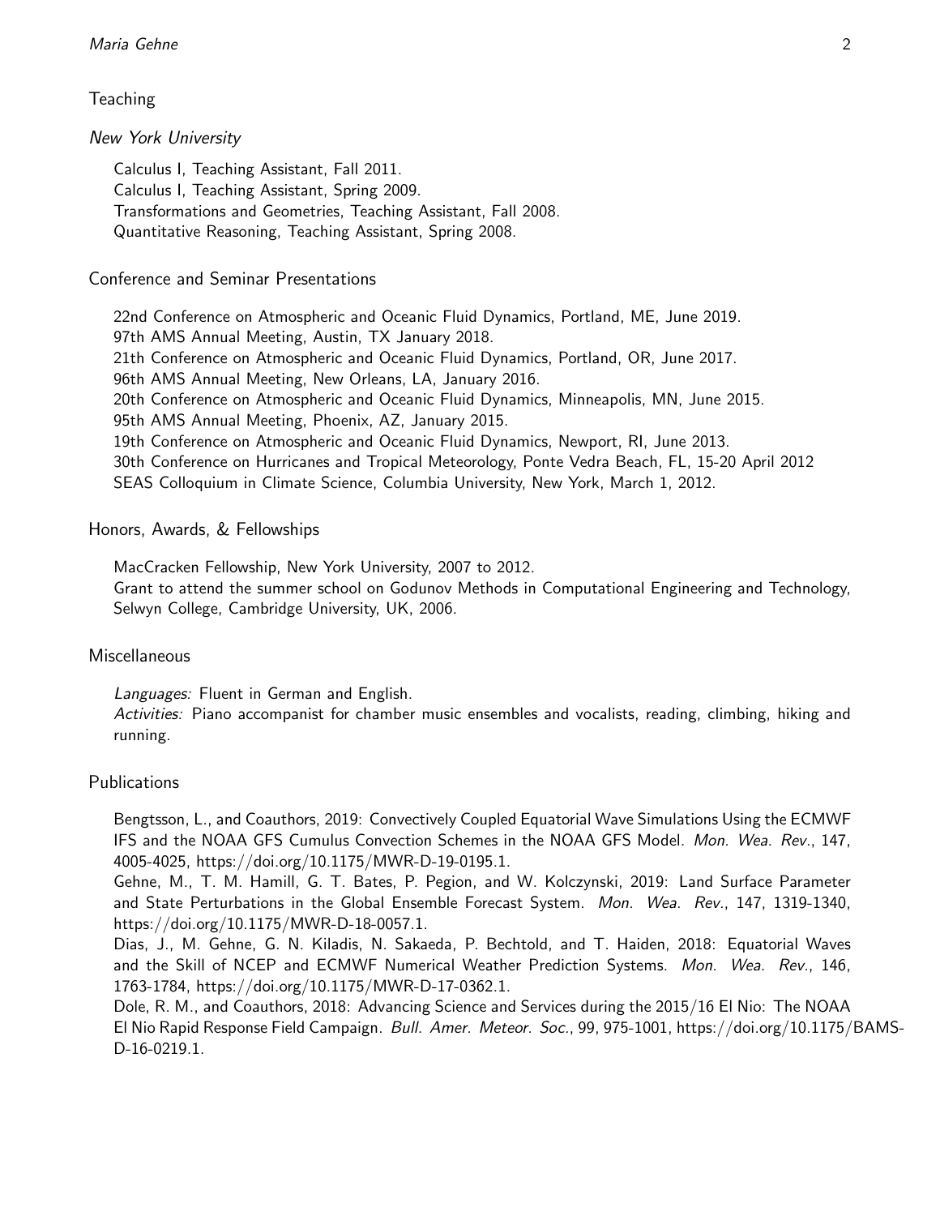## Teaching

### *New York University*

Calculus I, Teaching Assistant, Fall 2011.
Calculus I, Teaching Assistant, Spring 2009.
Transformations and Geometries, Teaching Assistant, Fall 2008.
Quantitative Reasoning, Teaching Assistant, Spring 2008.

## Conference and Seminar Presentations

22nd Conference on Atmospheric and Oceanic Fluid Dynamics, Portland, ME, June 2019.
97th AMS Annual Meeting, Austin, TX January 2018.
21th Conference on Atmospheric and Oceanic Fluid Dynamics, Portland, OR, June 2017.
96th AMS Annual Meeting, New Orleans, LA, January 2016.
20th Conference on Atmospheric and Oceanic Fluid Dynamics, Minneapolis, MN, June 2015.
95th AMS Annual Meeting, Phoenix, AZ, January 2015.
19th Conference on Atmospheric and Oceanic Fluid Dynamics, Newport, RI, June 2013.
30th Conference on Hurricanes and Tropical Meteorology, Ponte Vedra Beach, FL, 15-20 April 2012
SEAS Colloquium in Climate Science, Columbia University, New York, March 1, 2012.

## Honors, Awards, & Fellowships

MacCracken Fellowship, New York University, 2007 to 2012.
Grant to attend the summer school on Godunov Methods in Computational Engineering and Technology, Selwyn College, Cambridge University, UK, 2006.

## Miscellaneous

*Languages:* Fluent in German and English.
*Activities:* Piano accompanist for chamber music ensembles and vocalists, reading, climbing, hiking and running.

## Publications

Bengtsson, L., and Coauthors, 2019: Convectively Coupled Equatorial Wave Simulations Using the ECMWF IFS and the NOAA GFS Cumulus Convection Schemes in the NOAA GFS Model. *Mon. Wea. Rev.*, 147, 4005-4025, https://doi.org/10.1175/MWR-D-19-0195.1.
Gehne, M., T. M. Hamill, G. T. Bates, P. Pegion, and W. Kolczynski, 2019: Land Surface Parameter and State Perturbations in the Global Ensemble Forecast System. *Mon. Wea. Rev.*, 147, 1319-1340, https://doi.org/10.1175/MWR-D-18-0057.1.
Dias, J., M. Gehne, G. N. Kiladis, N. Sakaeda, P. Bechtold, and T. Haiden, 2018: Equatorial Waves and the Skill of NCEP and ECMWF Numerical Weather Prediction Systems. *Mon. Wea. Rev.*, 146, 1763-1784, https://doi.org/10.1175/MWR-D-17-0362.1.
Dole, R. M., and Coauthors, 2018: Advancing Science and Services during the 2015/16 El Nio: The NOAA El Nio Rapid Response Field Campaign. *Bull. Amer. Meteor. Soc.*, 99, 975-1001, https://doi.org/10.1175/BAMS-D-16-0219.1.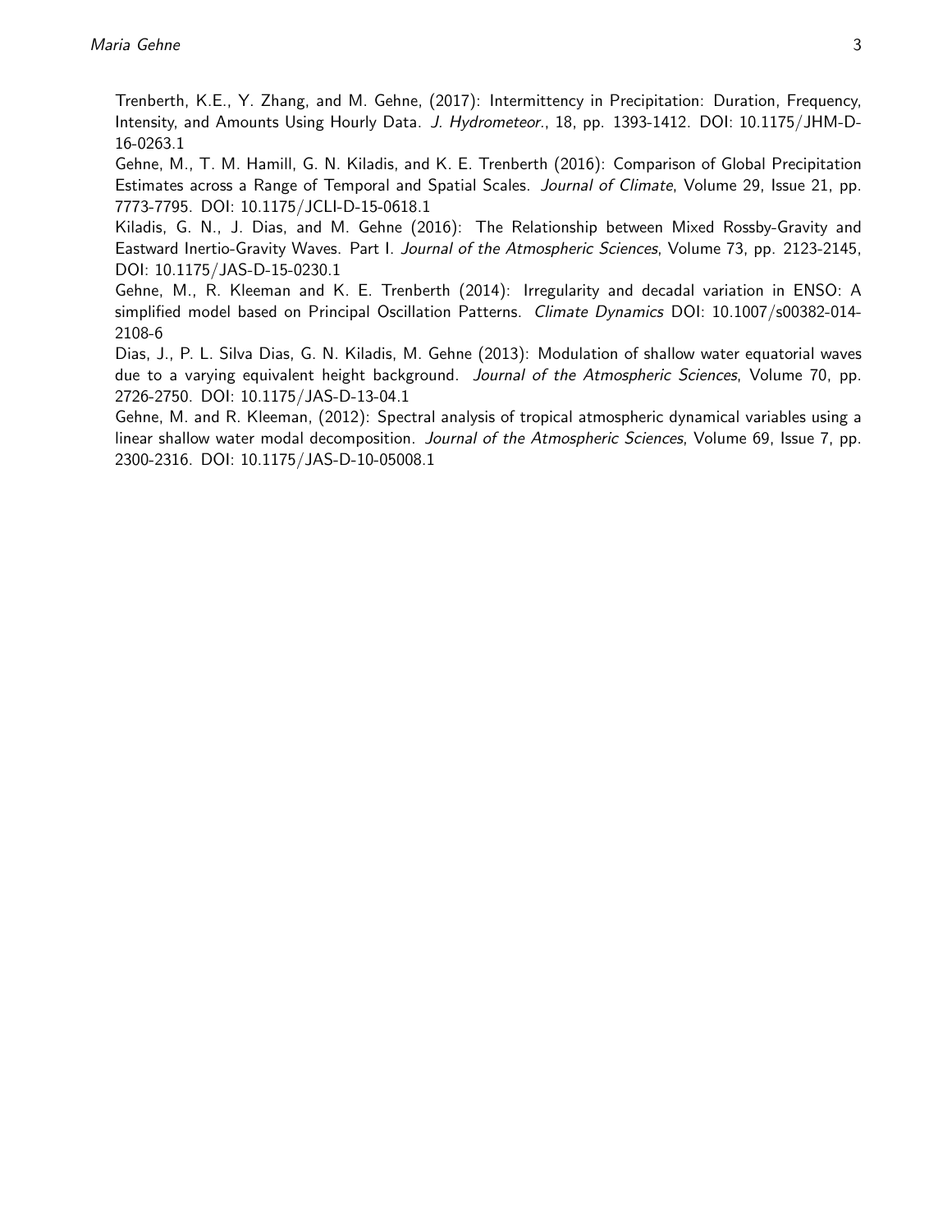Trenberth, K.E., Y. Zhang, and M. Gehne, (2017): Intermittency in Precipitation: Duration, Frequency, Intensity, and Amounts Using Hourly Data. *J. Hydrometeor.*, 18, pp. 1393-1412. DOI: 10.1175/JHM-D-16-0263.1

Gehne, M., T. M. Hamill, G. N. Kiladis, and K. E. Trenberth (2016): Comparison of Global Precipitation Estimates across a Range of Temporal and Spatial Scales. *Journal of Climate*, Volume 29, Issue 21, pp. 7773-7795. DOI: 10.1175/JCLI-D-15-0618.1

Kiladis, G. N., J. Dias, and M. Gehne (2016): The Relationship between Mixed Rossby-Gravity and Eastward Inertio-Gravity Waves. Part I. *Journal of the Atmospheric Sciences*, Volume 73, pp. 2123-2145, DOI: 10.1175/JAS-D-15-0230.1

Gehne, M., R. Kleeman and K. E. Trenberth (2014): Irregularity and decadal variation in ENSO: A simplified model based on Principal Oscillation Patterns. *Climate Dynamics* DOI: 10.1007/s00382-014-2108-6

Dias, J., P. L. Silva Dias, G. N. Kiladis, M. Gehne (2013): Modulation of shallow water equatorial waves due to a varying equivalent height background. *Journal of the Atmospheric Sciences*, Volume 70, pp. 2726-2750. DOI: 10.1175/JAS-D-13-04.1

Gehne, M. and R. Kleeman, (2012): Spectral analysis of tropical atmospheric dynamical variables using a linear shallow water modal decomposition. *Journal of the Atmospheric Sciences*, Volume 69, Issue 7, pp. 2300-2316. DOI: 10.1175/JAS-D-10-05008.1